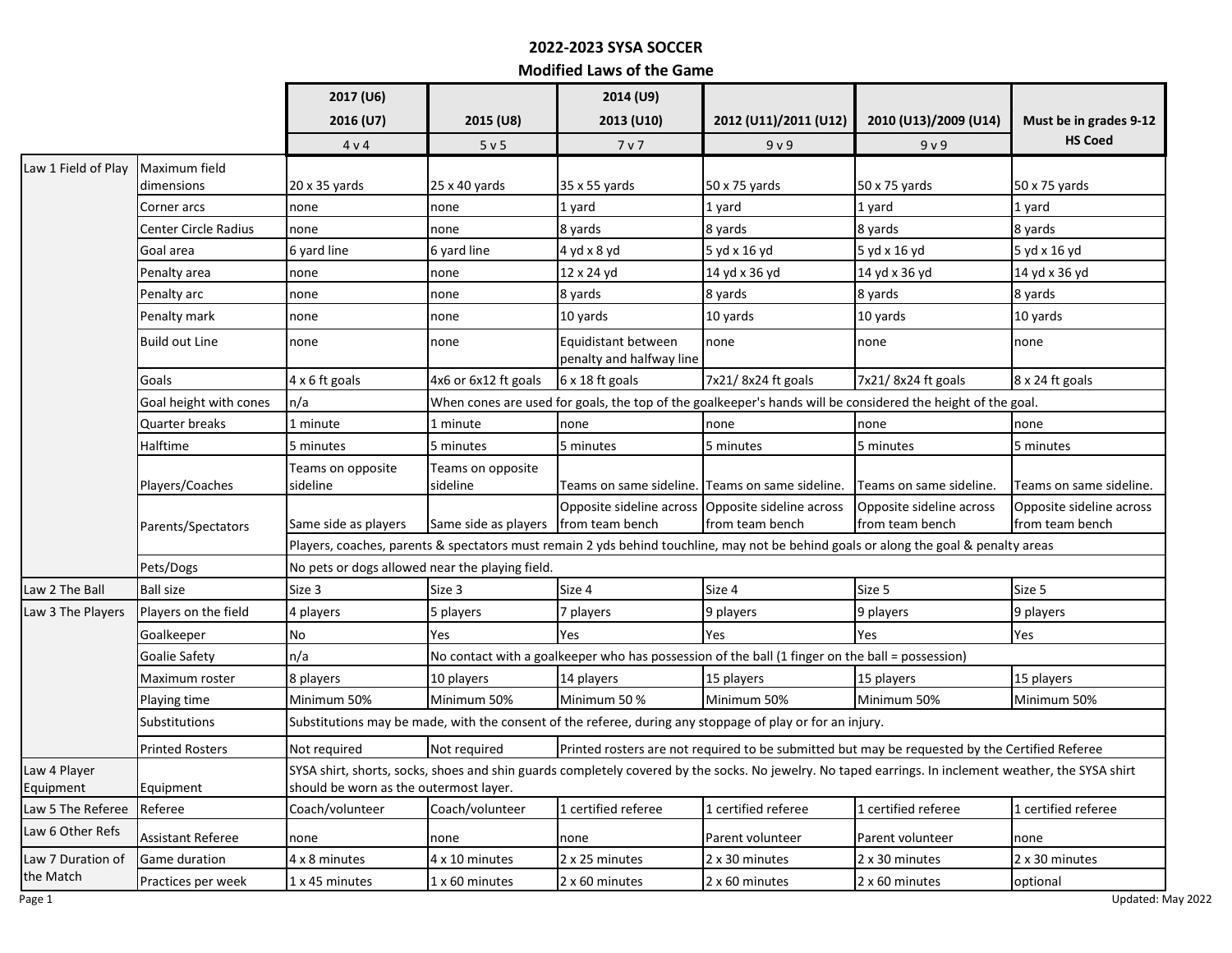## 2022-2023 SYSA SOCCER

### Modified Laws of the Game

| | | 2017 (U6) 2016 (U7) 4 v 4 | 2015 (U8) 5 v 5 | 2014 (U9) 2013 (U10) 7 v 7 | 2012 (U11)/2011 (U12) 9 v 9 | 2010 (U13)/2009 (U14) 9 v 9 | Must be in grades 9-12 HS Coed |
|---|---|---|---|---|---|---|---|
| Law 1 Field of Play | Maximum field dimensions | 20 x 35 yards | 25 x 40 yards | 35 x 55 yards | 50 x 75 yards | 50 x 75 yards | 50 x 75 yards |
| | Corner arcs | none | none | 1 yard | 1 yard | 1 yard | 1 yard |
| | Center Circle Radius | none | none | 8 yards | 8 yards | 8 yards | 8 yards |
| | Goal area | 6 yard line | 6 yard line | 4 yd x 8 yd | 5 yd x 16 yd | 5 yd x 16 yd | 5 yd x 16 yd |
| | Penalty area | none | none | 12 x 24 yd | 14 yd x 36 yd | 14 yd x 36 yd | 14 yd x 36 yd |
| | Penalty arc | none | none | 8 yards | 8 yards | 8 yards | 8 yards |
| | Penalty mark | none | none | 10 yards | 10 yards | 10 yards | 10 yards |
| | Build out Line | none | none | Equidistant between penalty and halfway line | none | none | none |
| | Goals | 4 x 6 ft goals | 4x6 or 6x12 ft goals | 6 x 18 ft goals | 7x21/ 8x24 ft goals | 7x21/ 8x24 ft goals | 8 x 24 ft goals |
| | Goal height with cones | n/a | When cones are used for goals, the top of the goalkeeper's hands will be considered the height of the goal. | | | | |
| | Quarter breaks | 1 minute | 1 minute | none | none | none | none |
| | Halftime | 5 minutes | 5 minutes | 5 minutes | 5 minutes | 5 minutes | 5 minutes |
| | Players/Coaches | Teams on opposite sideline | Teams on opposite sideline | Teams on same sideline. | Teams on same sideline. | Teams on same sideline. | Teams on same sideline. |
| | Parents/Spectators | Same side as players | Same side as players | Opposite sideline across from team bench | Opposite sideline across from team bench | Opposite sideline across from team bench | Opposite sideline across from team bench |
| | | Players, coaches, parents & spectators must remain 2 yds behind touchline, may not be behind goals or along the goal & penalty areas | | | | | |
| | Pets/Dogs | No pets or dogs allowed near the playing field. | | | | | |
| Law 2 The Ball | Ball size | Size 3 | Size 3 | Size 4 | Size 4 | Size 5 | Size 5 |
| Law 3 The Players | Players on the field | 4 players | 5 players | 7 players | 9 players | 9 players | 9 players |
| | Goalkeeper | No | Yes | Yes | Yes | Yes | Yes |
| | Goalie Safety | n/a | No contact with a goalkeeper who has possession of the ball (1 finger on the ball = possession) | | | | |
| | Maximum roster | 8 players | 10 players | 14 players | 15 players | 15 players | 15 players |
| | Playing time | Minimum 50% | Minimum 50% | Minimum 50 % | Minimum 50% | Minimum 50% | Minimum 50% |
| | Substitutions | Substitutions may be made, with the consent of the referee, during any stoppage of play or for an injury. | | | | | |
| | Printed Rosters | Not required | Not required | Printed rosters are not required to be submitted but may be requested by the Certified Referee | | | |
| Law 4 Player Equipment | Equipment | SYSA shirt, shorts, socks, shoes and shin guards completely covered by the socks. No jewelry. No taped earrings. In inclement weather, the SYSA shirt should be worn as the outermost layer. | | | | | |
| Law 5 The Referee | Referee | Coach/volunteer | Coach/volunteer | 1 certified referee | 1 certified referee | 1 certified referee | 1 certified referee |
| Law 6 Other Refs | Assistant Referee | none | none | none | Parent volunteer | Parent volunteer | none |
| Law 7 Duration of the Match | Game duration | 4 x 8 minutes | 4 x 10 minutes | 2 x 25 minutes | 2 x 30 minutes | 2 x 30 minutes | 2 x 30 minutes |
| | Practices per week | 1 x 45 minutes | 1 x 60 minutes | 2 x 60 minutes | 2 x 60 minutes | 2 x 60 minutes | optional |

Updated: May 2022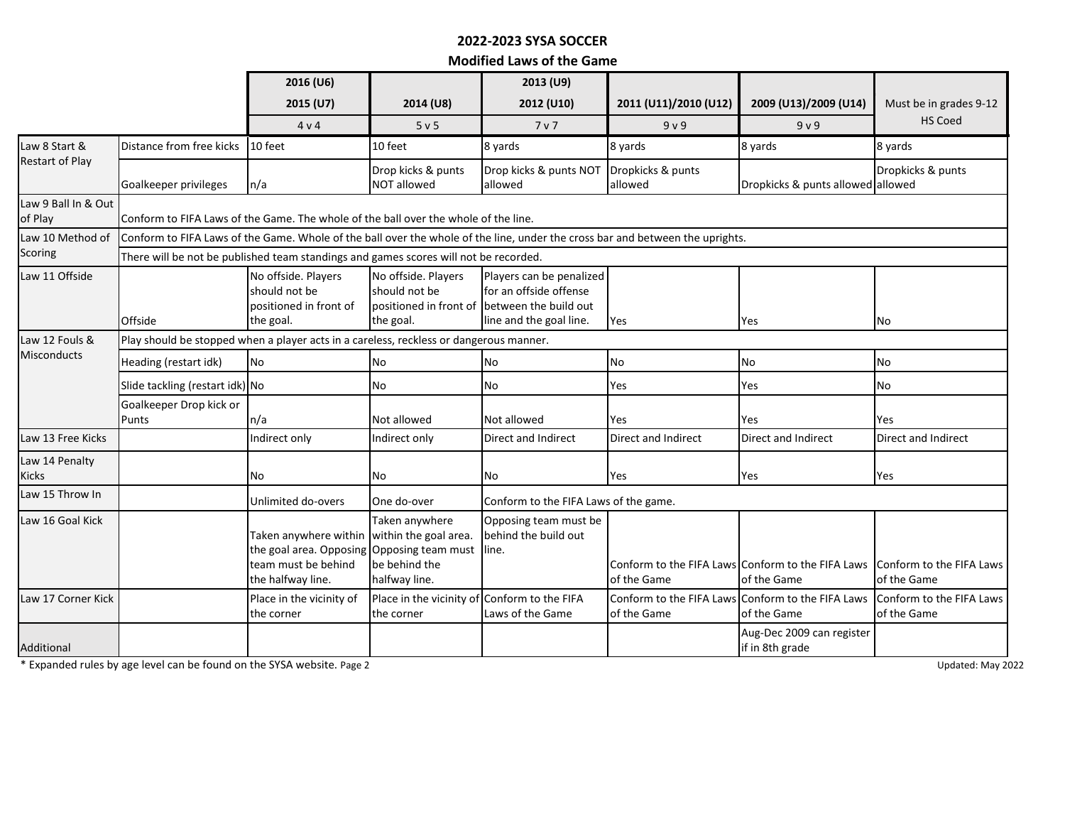## 2022-2023 SYSA SOCCER

### Modified Laws of the Game

| | | 2016 (U6) 2015 (U7) 4 v 4 | 2014 (U8) 5 v 5 | 2013 (U9) 2012 (U10) 7 v 7 | 2011 (U11)/2010 (U12) 9 v 9 | 2009 (U13)/2009 (U14) 9 v 9 | Must be in grades 9-12 HS Coed |
|---|---|---|---|---|---|---|---|
| Law 8 Start & Restart of Play | Distance from free kicks | 10 feet | 10 feet | 8 yards | 8 yards | 8 yards | 8 yards |
| | Goalkeeper privileges | n/a | Drop kicks & punts NOT allowed | Drop kicks & punts NOT allowed | Dropkicks & punts allowed | Dropkicks & punts allowed | Dropkicks & punts allowed |
| Law 9 Ball In & Out of Play | Conform to FIFA Laws of the Game. The whole of the ball over the whole of the line. | | | | | | |
| Law 10 Method of Scoring | Conform to FIFA Laws of the Game. Whole of the ball over the whole of the line, under the cross bar and between the uprights. | | | | | | |
| | There will be not be published team standings and games scores will not be recorded. | | | | | | |
| Law 11 Offside | Offside | No offside. Players should not be positioned in front of the goal. | No offside. Players should not be positioned in front of the goal. | Players can be penalized for an offside offense between the build out line and the goal line. | Yes | Yes | No |
| Law 12 Fouls & Misconducts | Play should be stopped when a player acts in a careless, reckless or dangerous manner. | | | | | | |
| | Heading (restart idk) | No | No | No | No | No | No |
| | Slide tackling (restart idk) | No | No | No | Yes | Yes | No |
| | Goalkeeper Drop kick or Punts | n/a | Not allowed | Not allowed | Yes | Yes | Yes |
| Law 13 Free Kicks | | Indirect only | Indirect only | Direct and Indirect | Direct and Indirect | Direct and Indirect | Direct and Indirect |
| Law 14 Penalty Kicks | | No | No | No | Yes | Yes | Yes |
| Law 15 Throw In | | Unlimited do-overs | One do-over | Conform to the FIFA Laws of the game. | | | |
| Law 16 Goal Kick | | Taken anywhere within the goal area. Opposing team must be behind the halfway line. | Taken anywhere within the goal area. Opposing team must be behind the halfway line. | Opposing team must be behind the build out line. | Conform to the FIFA Laws of the Game | Conform to the FIFA Laws of the Game | Conform to the FIFA Laws of the Game |
| Law 17 Corner Kick | | Place in the vicinity of the corner | Place in the vicinity of the corner | Conform to the FIFA Laws of the Game | Conform to the FIFA Laws of the Game | Conform to the FIFA Laws of the Game | Conform to the FIFA Laws of the Game |
| Additional | | | | | | Aug-Dec 2009 can register if in 8th grade | |

* Expanded rules by age level can be found on the SYSA website.

Updated: May 2022